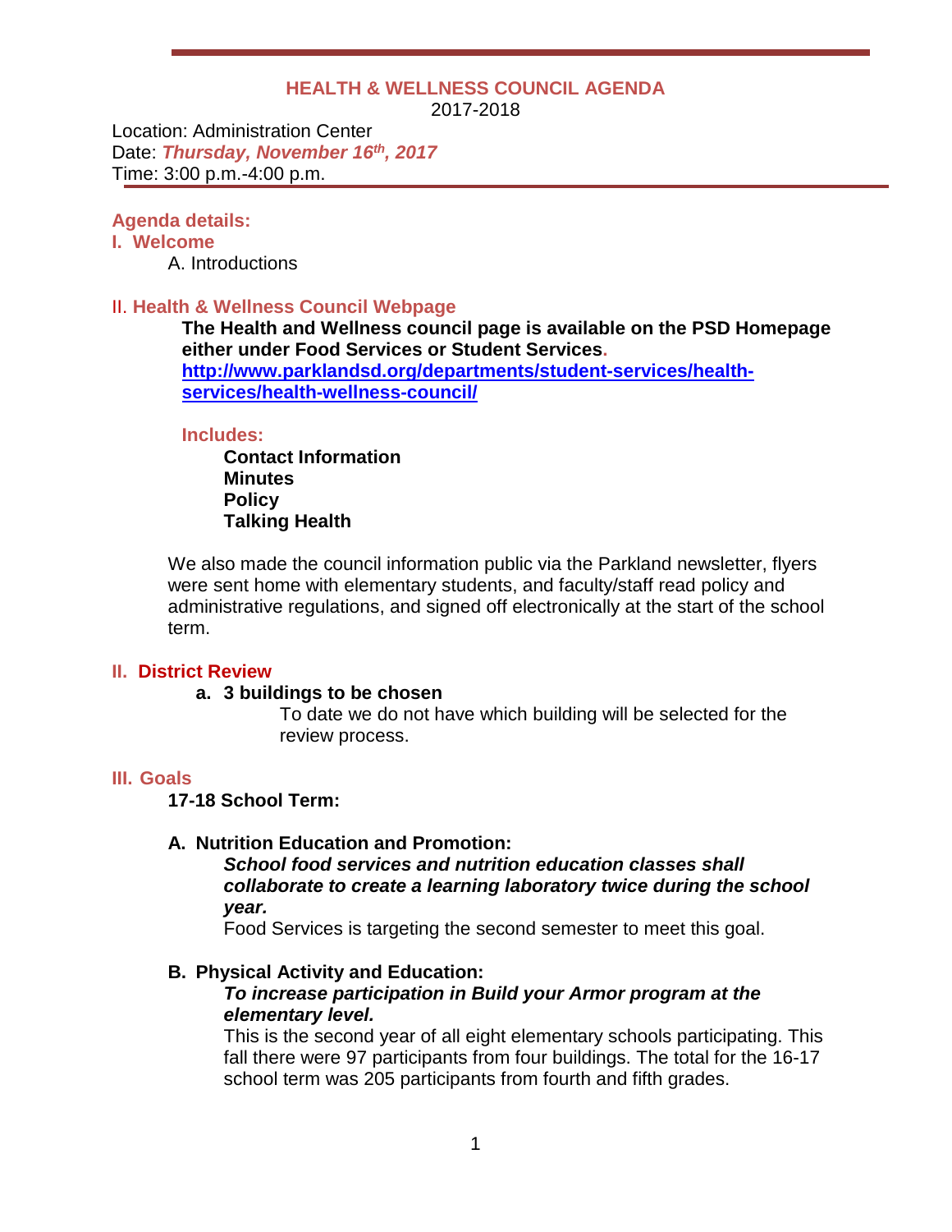# HEALTH & WELLNESS COUNCIL AGENDA

2017-2018

Location: Administration Center
Date: ***Thursday, November 16th, 2017***
Time: 3:00 p.m.-4:00 p.m.

## Agenda details:

## I. Welcome

A. Introductions

## II. Health & Wellness Council Webpage

**The Health and Wellness council page is available on the PSD Homepage either under Food Services or Student Services.**
**http://www.parklandsd.org/departments/student-services/health-services/health-wellness-council/**

**Includes:**

**Contact Information**
**Minutes**
**Policy**
**Talking Health**

We also made the council information public via the Parkland newsletter, flyers were sent home with elementary students, and faculty/staff read policy and administrative regulations, and signed off electronically at the start of the school term.

## II. District Review

**a. 3 buildings to be chosen**

To date we do not have which building will be selected for the review process.

## III. Goals

**17-18 School Term:**

**A. Nutrition Education and Promotion:**

***School food services and nutrition education classes shall collaborate to create a learning laboratory twice during the school year.***

Food Services is targeting the second semester to meet this goal.

**B. Physical Activity and Education:**

***To increase participation in Build your Armor program at the elementary level.***

This is the second year of all eight elementary schools participating. This fall there were 97 participants from four buildings. The total for the 16-17 school term was 205 participants from fourth and fifth grades.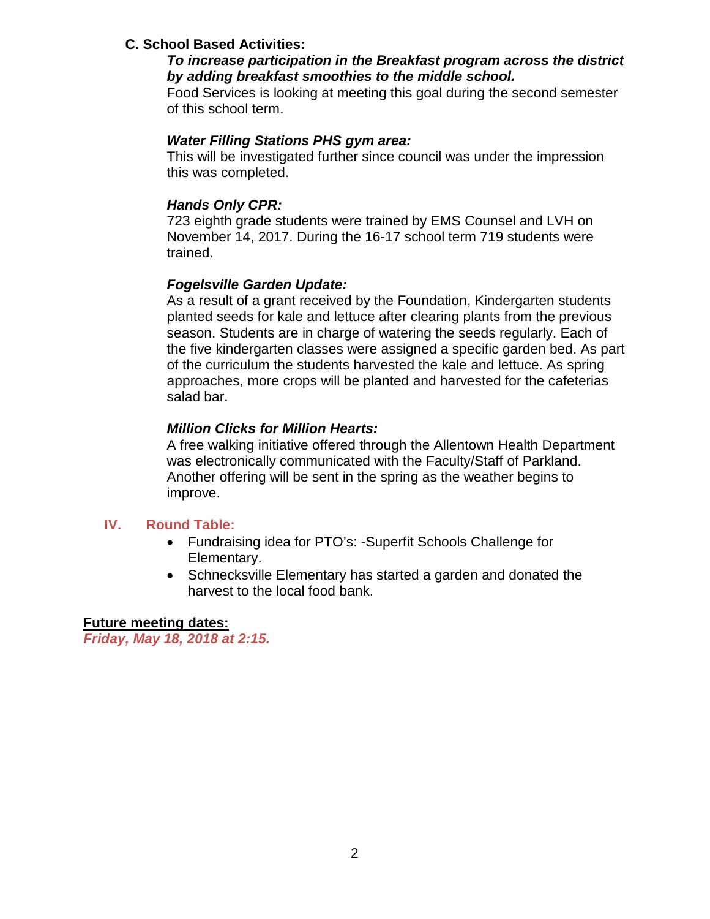### C. School Based Activities:

***To increase participation in the Breakfast program across the district by adding breakfast smoothies to the middle school.***

Food Services is looking at meeting this goal during the second semester of this school term.

***Water Filling Stations PHS gym area:***

This will be investigated further since council was under the impression this was completed.

***Hands Only CPR:***

723 eighth grade students were trained by EMS Counsel and LVH on November 14, 2017. During the 16-17 school term 719 students were trained.

***Fogelsville Garden Update:***

As a result of a grant received by the Foundation, Kindergarten students planted seeds for kale and lettuce after clearing plants from the previous season. Students are in charge of watering the seeds regularly. Each of the five kindergarten classes were assigned a specific garden bed. As part of the curriculum the students harvested the kale and lettuce. As spring approaches, more crops will be planted and harvested for the cafeterias salad bar.

***Million Clicks for Million Hearts:***

A free walking initiative offered through the Allentown Health Department was electronically communicated with the Faculty/Staff of Parkland. Another offering will be sent in the spring as the weather begins to improve.

## IV. Round Table:

- Fundraising idea for PTO's: -Superfit Schools Challenge for Elementary.
- Schnecksville Elementary has started a garden and donated the harvest to the local food bank.

**Future meeting dates:**

***Friday, May 18, 2018 at 2:15.***